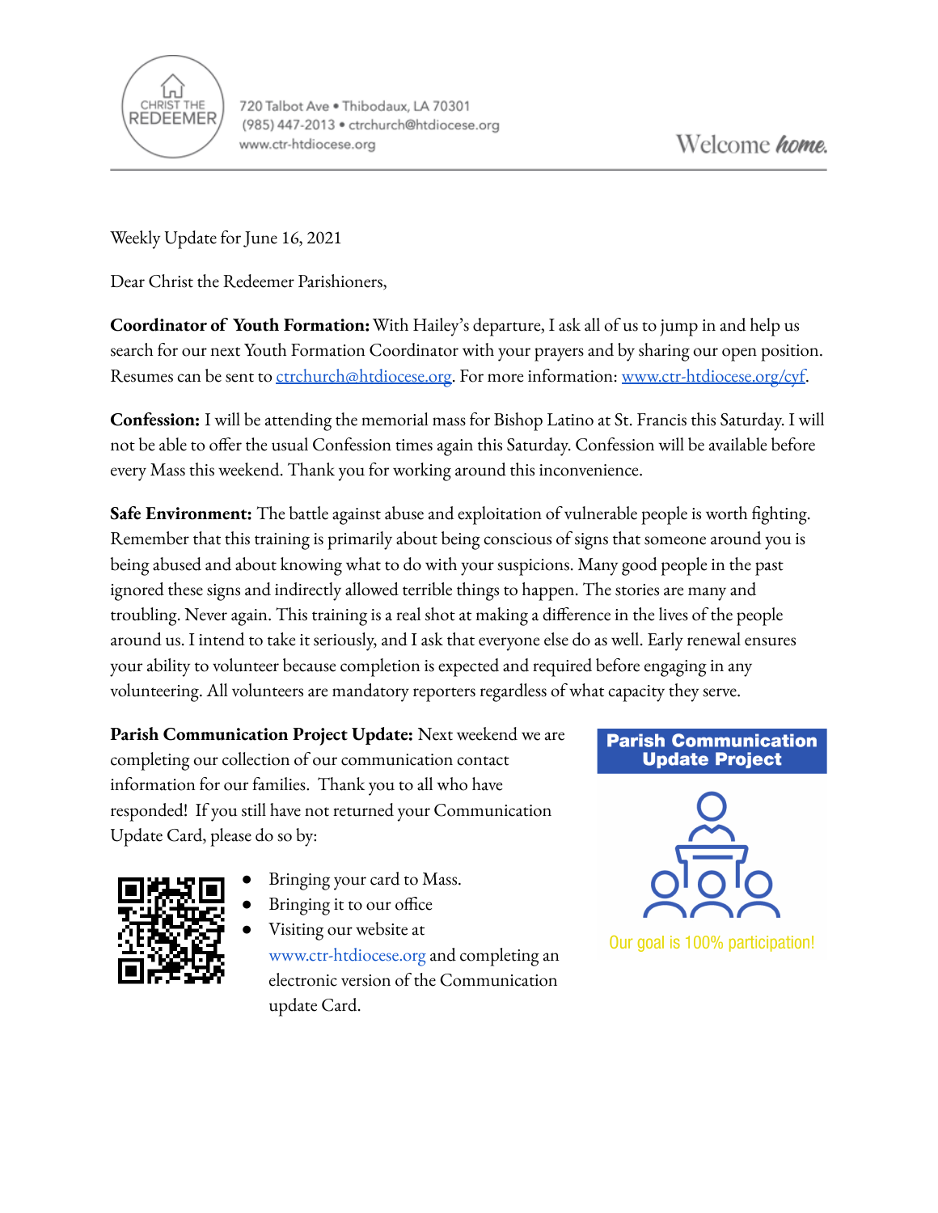CHRIST THE REDEEMER

720 Talbot Ave • Thibodaux, LA 70301
(985) 447-2013 • ctrchurch@htdiocese.org
www.ctr-htdiocese.org

Welcome *home.*

Weekly Update for June 16, 2021

Dear Christ the Redeemer Parishioners,

**Coordinator of Youth Formation:** With Hailey's departure, I ask all of us to jump in and help us search for our next Youth Formation Coordinator with your prayers and by sharing our open position. Resumes can be sent to ctrchurch@htdiocese.org. For more information: www.ctr-htdiocese.org/cyf.

**Confession:** I will be attending the memorial mass for Bishop Latino at St. Francis this Saturday. I will not be able to offer the usual Confession times again this Saturday. Confession will be available before every Mass this weekend. Thank you for working around this inconvenience.

**Safe Environment:** The battle against abuse and exploitation of vulnerable people is worth fighting. Remember that this training is primarily about being conscious of signs that someone around you is being abused and about knowing what to do with your suspicions. Many good people in the past ignored these signs and indirectly allowed terrible things to happen. The stories are many and troubling. Never again. This training is a real shot at making a difference in the lives of the people around us. I intend to take it seriously, and I ask that everyone else do as well. Early renewal ensures your ability to volunteer because completion is expected and required before engaging in any volunteering. All volunteers are mandatory reporters regardless of what capacity they serve.

**Parish Communication Project Update:** Next weekend we are completing our collection of our communication contact information for our families. Thank you to all who have responded! If you still have not returned your Communication Update Card, please do so by:

- Bringing your card to Mass.
- Bringing it to our office
- Visiting our website at www.ctr-htdiocese.org and completing an electronic version of the Communication update Card.

**Parish Communication Update Project**

Our goal is 100% participation!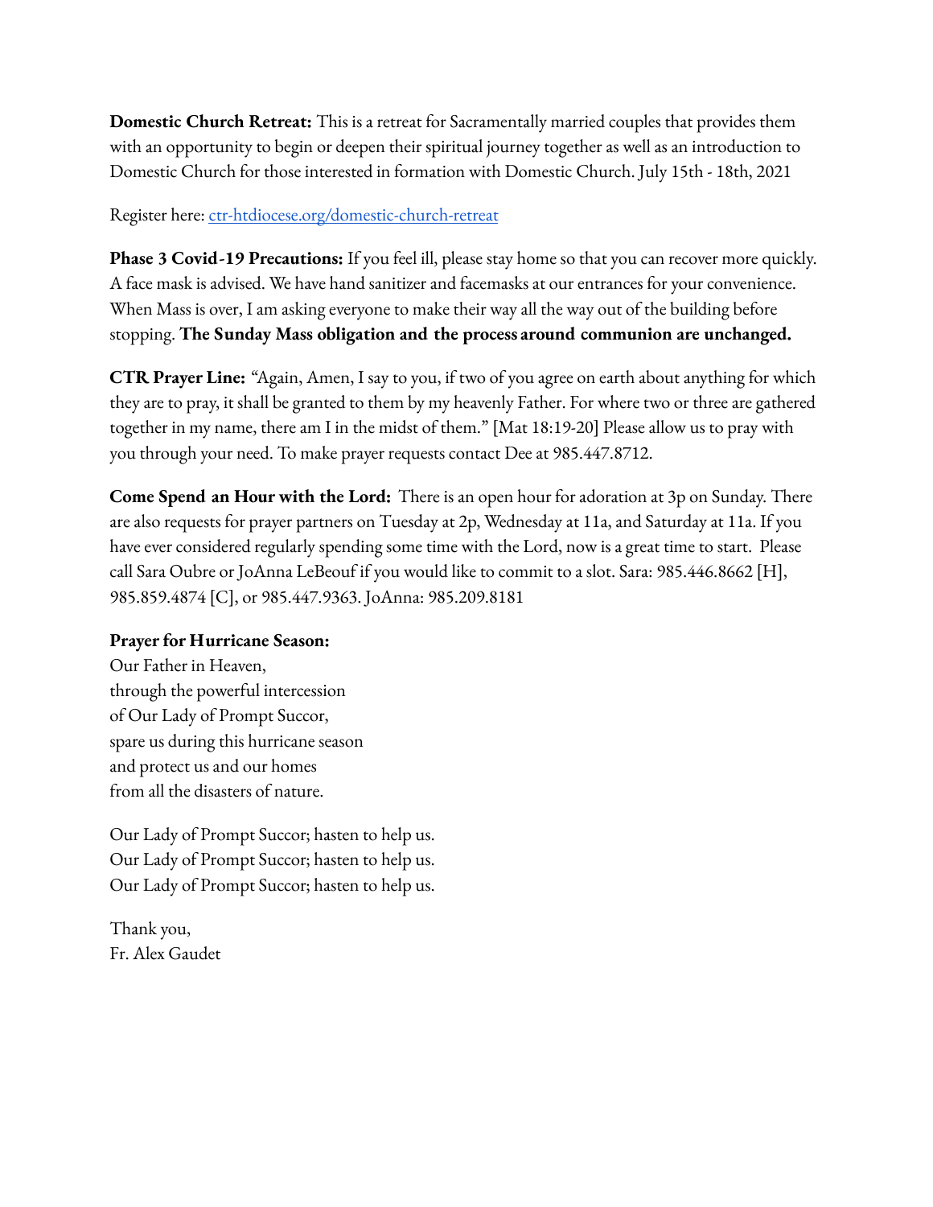**Domestic Church Retreat:** This is a retreat for Sacramentally married couples that provides them with an opportunity to begin or deepen their spiritual journey together as well as an introduction to Domestic Church for those interested in formation with Domestic Church. July 15th - 18th, 2021

Register here: [ctr-htdiocese.org/domestic-church-retreat](ctr-htdiocese.org/domestic-church-retreat)

**Phase 3 Covid-19 Precautions:** If you feel ill, please stay home so that you can recover more quickly. A face mask is advised. We have hand sanitizer and facemasks at our entrances for your convenience. When Mass is over, I am asking everyone to make their way all the way out of the building before stopping. **The Sunday Mass obligation and the process around communion are unchanged.**

**CTR Prayer Line:** "Again, Amen, I say to you, if two of you agree on earth about anything for which they are to pray, it shall be granted to them by my heavenly Father. For where two or three are gathered together in my name, there am I in the midst of them." [Mat 18:19-20] Please allow us to pray with you through your need. To make prayer requests contact Dee at 985.447.8712.

**Come Spend an Hour with the Lord:** There is an open hour for adoration at 3p on Sunday. There are also requests for prayer partners on Tuesday at 2p, Wednesday at 11a, and Saturday at 11a. If you have ever considered regularly spending some time with the Lord, now is a great time to start. Please call Sara Oubre or JoAnna LeBeouf if you would like to commit to a slot. Sara: 985.446.8662 [H], 985.859.4874 [C], or 985.447.9363. JoAnna: 985.209.8181

**Prayer for Hurricane Season:**
Our Father in Heaven,
through the powerful intercession
of Our Lady of Prompt Succor,
spare us during this hurricane season
and protect us and our homes
from all the disasters of nature.

Our Lady of Prompt Succor; hasten to help us.
Our Lady of Prompt Succor; hasten to help us.
Our Lady of Prompt Succor; hasten to help us.

Thank you,
Fr. Alex Gaudet